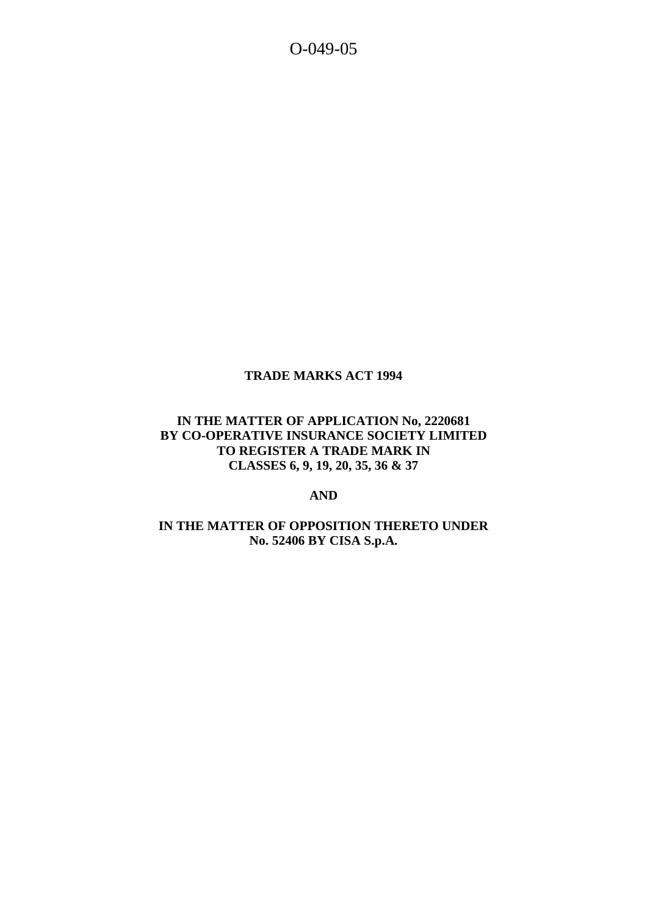O-049-05

**TRADE MARKS ACT 1994**

**IN THE MATTER OF APPLICATION No, 2220681
BY CO-OPERATIVE INSURANCE SOCIETY LIMITED
TO REGISTER A TRADE MARK IN
CLASSES 6, 9, 19, 20, 35, 36 & 37**

**AND**

**IN THE MATTER OF OPPOSITION THERETO UNDER
No. 52406 BY CISA S.p.A.**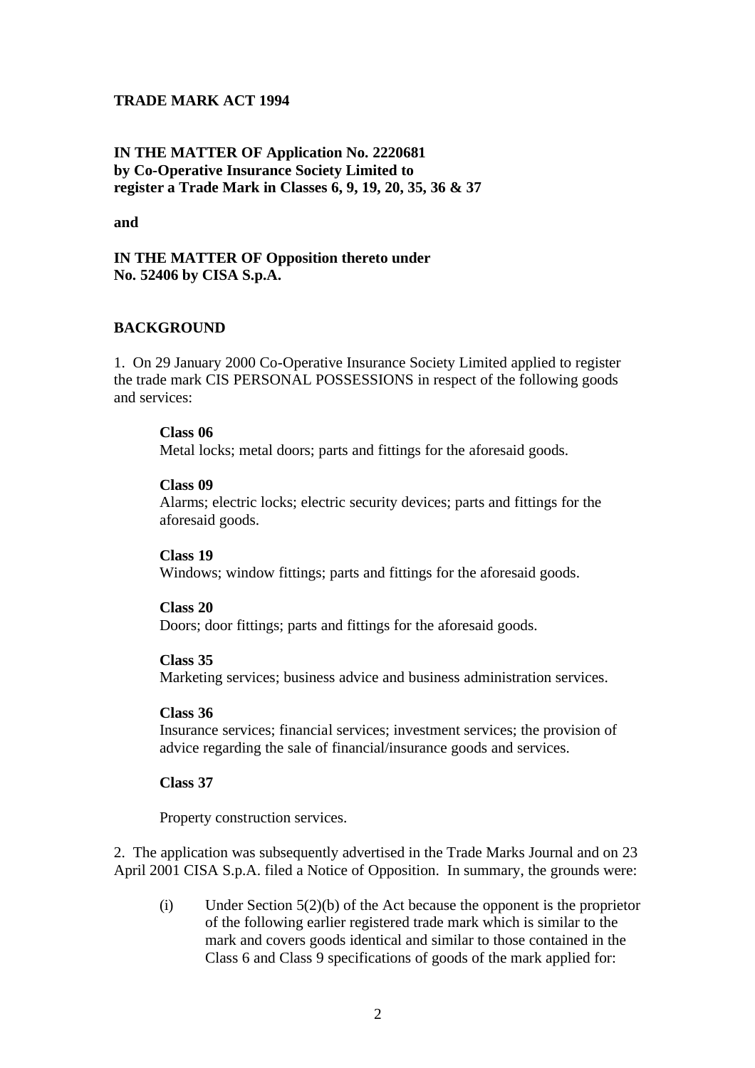**TRADE MARK ACT 1994**

**IN THE MATTER OF Application No. 2220681 by Co-Operative Insurance Society Limited to register a Trade Mark in Classes 6, 9, 19, 20, 35, 36 & 37**

**and**

**IN THE MATTER OF Opposition thereto under No. 52406 by CISA S.p.A.**

**BACKGROUND**

1. On 29 January 2000 Co-Operative Insurance Society Limited applied to register the trade mark CIS PERSONAL POSSESSIONS in respect of the following goods and services:

> **Class 06**
> Metal locks; metal doors; parts and fittings for the aforesaid goods.
>
> **Class 09**
> Alarms; electric locks; electric security devices; parts and fittings for the aforesaid goods.
>
> **Class 19**
> Windows; window fittings; parts and fittings for the aforesaid goods.
>
> **Class 20**
> Doors; door fittings; parts and fittings for the aforesaid goods.
>
> **Class 35**
> Marketing services; business advice and business administration services.
>
> **Class 36**
> Insurance services; financial services; investment services; the provision of advice regarding the sale of financial/insurance goods and services.
>
> **Class 37**
>
> Property construction services.

2. The application was subsequently advertised in the Trade Marks Journal and on 23 April 2001 CISA S.p.A. filed a Notice of Opposition. In summary, the grounds were:

> (i) Under Section 5(2)(b) of the Act because the opponent is the proprietor of the following earlier registered trade mark which is similar to the mark and covers goods identical and similar to those contained in the Class 6 and Class 9 specifications of goods of the mark applied for: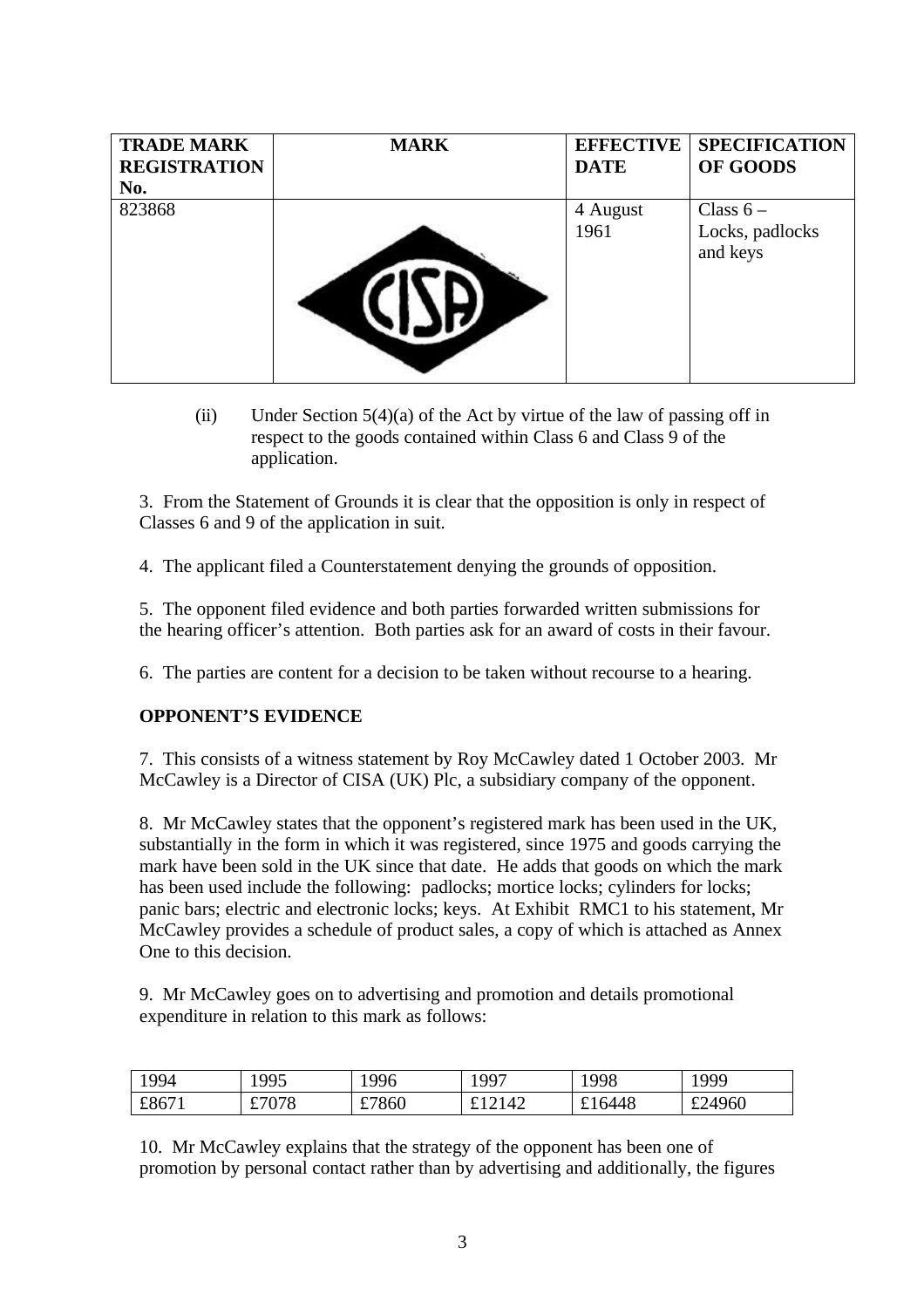| TRADE MARK REGISTRATION No. | MARK | EFFECTIVE DATE | SPECIFICATION OF GOODS |
|---|---|---|---|
| 823868 | CISA | 4 August 1961 | Class 6 – Locks, padlocks and keys |

(ii) Under Section 5(4)(a) of the Act by virtue of the law of passing off in respect to the goods contained within Class 6 and Class 9 of the application.

3. From the Statement of Grounds it is clear that the opposition is only in respect of Classes 6 and 9 of the application in suit.

4. The applicant filed a Counterstatement denying the grounds of opposition.

5. The opponent filed evidence and both parties forwarded written submissions for the hearing officer's attention. Both parties ask for an award of costs in their favour.

6. The parties are content for a decision to be taken without recourse to a hearing.

**OPPONENT'S EVIDENCE**

7. This consists of a witness statement by Roy McCawley dated 1 October 2003. Mr McCawley is a Director of CISA (UK) Plc, a subsidiary company of the opponent.

8. Mr McCawley states that the opponent's registered mark has been used in the UK, substantially in the form in which it was registered, since 1975 and goods carrying the mark have been sold in the UK since that date. He adds that goods on which the mark has been used include the following: padlocks; mortice locks; cylinders for locks; panic bars; electric and electronic locks; keys. At Exhibit RMC1 to his statement, Mr McCawley provides a schedule of product sales, a copy of which is attached as Annex One to this decision.

9. Mr McCawley goes on to advertising and promotion and details promotional expenditure in relation to this mark as follows:

| 1994 | 1995 | 1996 | 1997 | 1998 | 1999 |
|---|---|---|---|---|---|
| £8671 | £7078 | £7860 | £12142 | £16448 | £24960 |

10. Mr McCawley explains that the strategy of the opponent has been one of promotion by personal contact rather than by advertising and additionally, the figures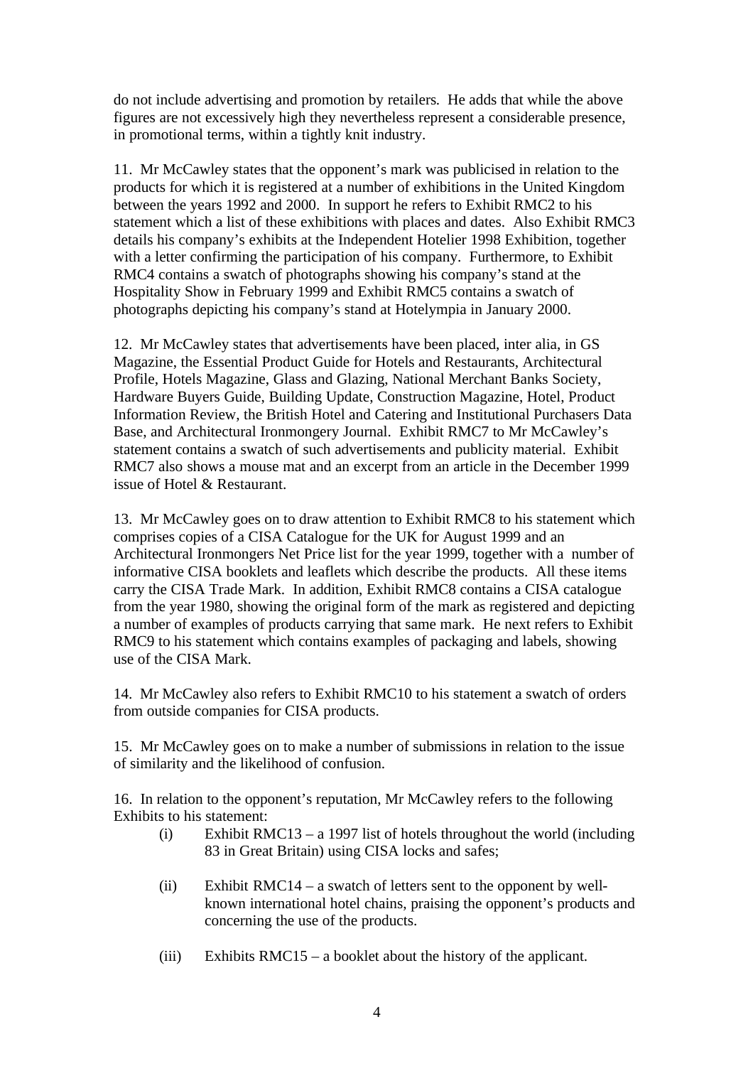do not include advertising and promotion by retailers. He adds that while the above figures are not excessively high they nevertheless represent a considerable presence, in promotional terms, within a tightly knit industry.

11. Mr McCawley states that the opponent's mark was publicised in relation to the products for which it is registered at a number of exhibitions in the United Kingdom between the years 1992 and 2000. In support he refers to Exhibit RMC2 to his statement which a list of these exhibitions with places and dates. Also Exhibit RMC3 details his company's exhibits at the Independent Hotelier 1998 Exhibition, together with a letter confirming the participation of his company. Furthermore, to Exhibit RMC4 contains a swatch of photographs showing his company's stand at the Hospitality Show in February 1999 and Exhibit RMC5 contains a swatch of photographs depicting his company's stand at Hotelympia in January 2000.

12. Mr McCawley states that advertisements have been placed, inter alia, in GS Magazine, the Essential Product Guide for Hotels and Restaurants, Architectural Profile, Hotels Magazine, Glass and Glazing, National Merchant Banks Society, Hardware Buyers Guide, Building Update, Construction Magazine, Hotel, Product Information Review, the British Hotel and Catering and Institutional Purchasers Data Base, and Architectural Ironmongery Journal. Exhibit RMC7 to Mr McCawley's statement contains a swatch of such advertisements and publicity material. Exhibit RMC7 also shows a mouse mat and an excerpt from an article in the December 1999 issue of Hotel & Restaurant.

13. Mr McCawley goes on to draw attention to Exhibit RMC8 to his statement which comprises copies of a CISA Catalogue for the UK for August 1999 and an Architectural Ironmongers Net Price list for the year 1999, together with a number of informative CISA booklets and leaflets which describe the products. All these items carry the CISA Trade Mark. In addition, Exhibit RMC8 contains a CISA catalogue from the year 1980, showing the original form of the mark as registered and depicting a number of examples of products carrying that same mark. He next refers to Exhibit RMC9 to his statement which contains examples of packaging and labels, showing use of the CISA Mark.

14. Mr McCawley also refers to Exhibit RMC10 to his statement a swatch of orders from outside companies for CISA products.

15. Mr McCawley goes on to make a number of submissions in relation to the issue of similarity and the likelihood of confusion.

16. In relation to the opponent's reputation, Mr McCawley refers to the following Exhibits to his statement:

(i) Exhibit RMC13 – a 1997 list of hotels throughout the world (including 83 in Great Britain) using CISA locks and safes;

(ii) Exhibit RMC14 – a swatch of letters sent to the opponent by well-known international hotel chains, praising the opponent's products and concerning the use of the products.

(iii) Exhibits RMC15 – a booklet about the history of the applicant.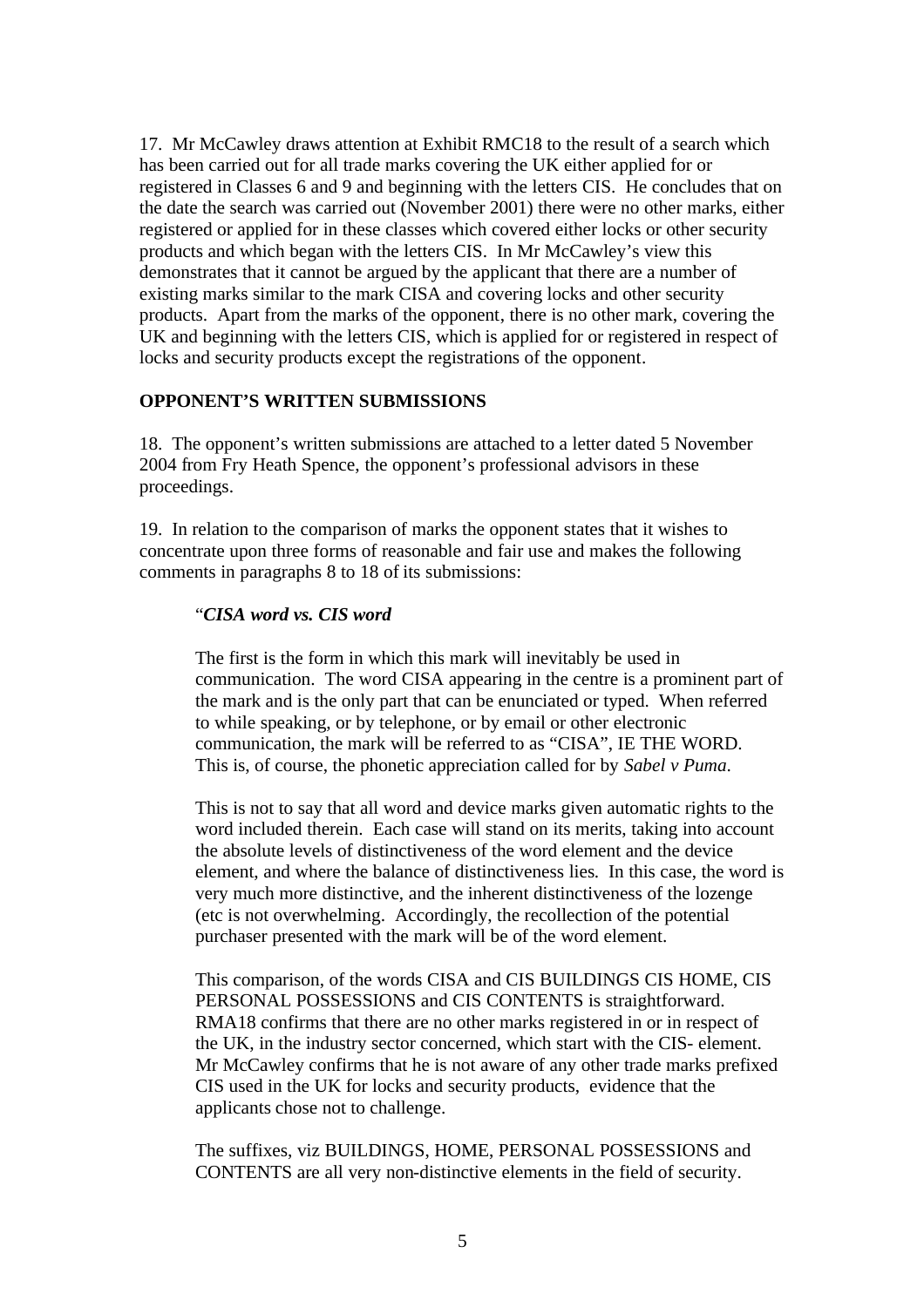17. Mr McCawley draws attention at Exhibit RMC18 to the result of a search which has been carried out for all trade marks covering the UK either applied for or registered in Classes 6 and 9 and beginning with the letters CIS. He concludes that on the date the search was carried out (November 2001) there were no other marks, either registered or applied for in these classes which covered either locks or other security products and which began with the letters CIS. In Mr McCawley's view this demonstrates that it cannot be argued by the applicant that there are a number of existing marks similar to the mark CISA and covering locks and other security products. Apart from the marks of the opponent, there is no other mark, covering the UK and beginning with the letters CIS, which is applied for or registered in respect of locks and security products except the registrations of the opponent.

**OPPONENT'S WRITTEN SUBMISSIONS**

18. The opponent's written submissions are attached to a letter dated 5 November 2004 from Fry Heath Spence, the opponent's professional advisors in these proceedings.

19. In relation to the comparison of marks the opponent states that it wishes to concentrate upon three forms of reasonable and fair use and makes the following comments in paragraphs 8 to 18 of its submissions:

> "***CISA word vs. CIS word***
>
> The first is the form in which this mark will inevitably be used in communication. The word CISA appearing in the centre is a prominent part of the mark and is the only part that can be enunciated or typed. When referred to while speaking, or by telephone, or by email or other electronic communication, the mark will be referred to as "CISA", IE THE WORD. This is, of course, the phonetic appreciation called for by *Sabel v Puma*.
>
> This is not to say that all word and device marks given automatic rights to the word included therein. Each case will stand on its merits, taking into account the absolute levels of distinctiveness of the word element and the device element, and where the balance of distinctiveness lies. In this case, the word is very much more distinctive, and the inherent distinctiveness of the lozenge (etc is not overwhelming. Accordingly, the recollection of the potential purchaser presented with the mark will be of the word element.
>
> This comparison, of the words CISA and CIS BUILDINGS CIS HOME, CIS PERSONAL POSSESSIONS and CIS CONTENTS is straightforward. RMA18 confirms that there are no other marks registered in or in respect of the UK, in the industry sector concerned, which start with the CIS- element. Mr McCawley confirms that he is not aware of any other trade marks prefixed CIS used in the UK for locks and security products, evidence that the applicants chose not to challenge.
>
> The suffixes, viz BUILDINGS, HOME, PERSONAL POSSESSIONS and CONTENTS are all very non-distinctive elements in the field of security.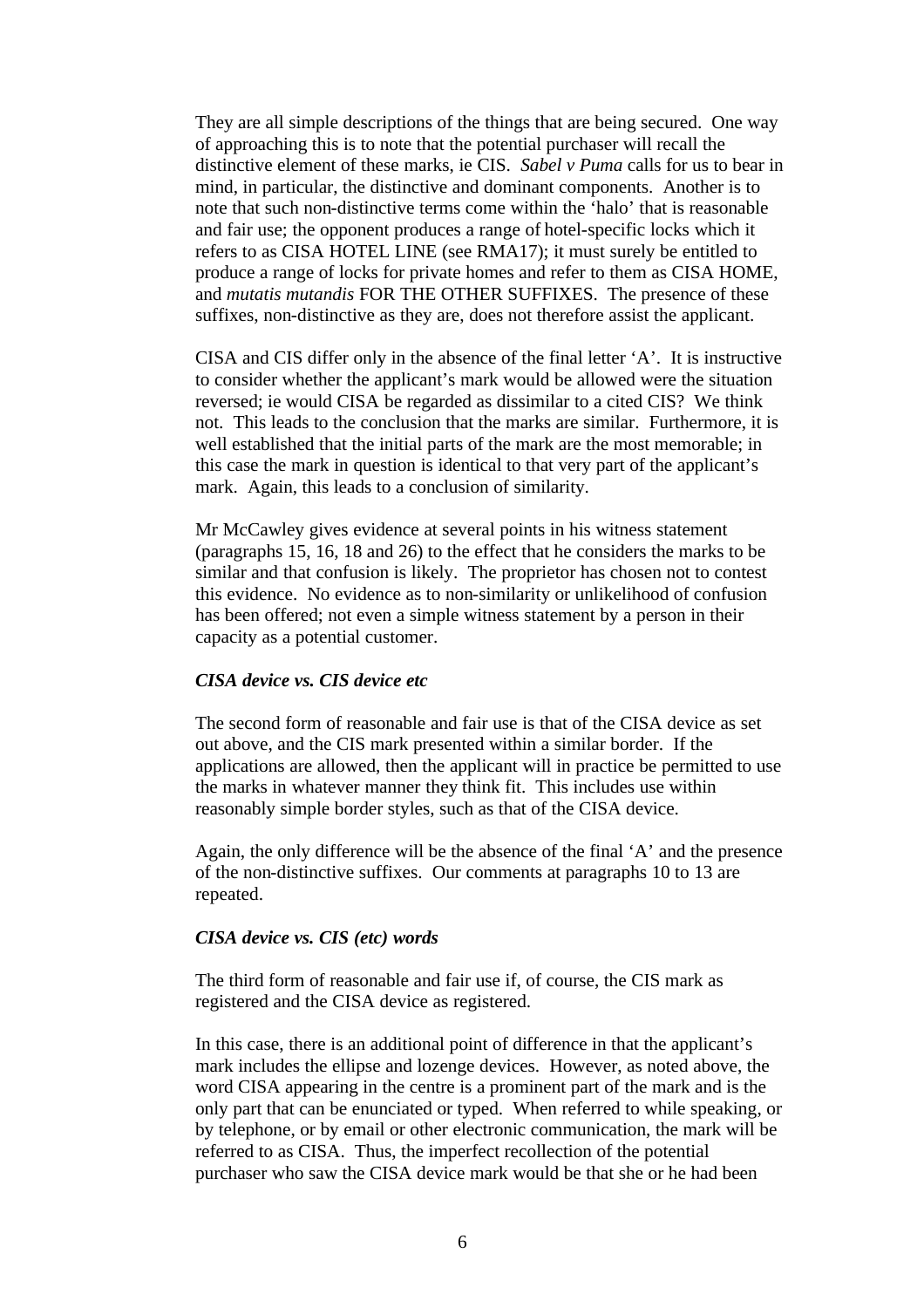They are all simple descriptions of the things that are being secured. One way of approaching this is to note that the potential purchaser will recall the distinctive element of these marks, ie CIS. *Sabel v Puma* calls for us to bear in mind, in particular, the distinctive and dominant components. Another is to note that such non-distinctive terms come within the 'halo' that is reasonable and fair use; the opponent produces a range of hotel-specific locks which it refers to as CISA HOTEL LINE (see RMA17); it must surely be entitled to produce a range of locks for private homes and refer to them as CISA HOME, and *mutatis mutandis* FOR THE OTHER SUFFIXES. The presence of these suffixes, non-distinctive as they are, does not therefore assist the applicant.

CISA and CIS differ only in the absence of the final letter 'A'. It is instructive to consider whether the applicant's mark would be allowed were the situation reversed; ie would CISA be regarded as dissimilar to a cited CIS? We think not. This leads to the conclusion that the marks are similar. Furthermore, it is well established that the initial parts of the mark are the most memorable; in this case the mark in question is identical to that very part of the applicant's mark. Again, this leads to a conclusion of similarity.

Mr McCawley gives evidence at several points in his witness statement (paragraphs 15, 16, 18 and 26) to the effect that he considers the marks to be similar and that confusion is likely. The proprietor has chosen not to contest this evidence. No evidence as to non-similarity or unlikelihood of confusion has been offered; not even a simple witness statement by a person in their capacity as a potential customer.

***CISA device vs. CIS device etc***

The second form of reasonable and fair use is that of the CISA device as set out above, and the CIS mark presented within a similar border. If the applications are allowed, then the applicant will in practice be permitted to use the marks in whatever manner they think fit. This includes use within reasonably simple border styles, such as that of the CISA device.

Again, the only difference will be the absence of the final 'A' and the presence of the non-distinctive suffixes. Our comments at paragraphs 10 to 13 are repeated.

***CISA device vs. CIS (etc) words***

The third form of reasonable and fair use if, of course, the CIS mark as registered and the CISA device as registered.

In this case, there is an additional point of difference in that the applicant's mark includes the ellipse and lozenge devices. However, as noted above, the word CISA appearing in the centre is a prominent part of the mark and is the only part that can be enunciated or typed. When referred to while speaking, or by telephone, or by email or other electronic communication, the mark will be referred to as CISA. Thus, the imperfect recollection of the potential purchaser who saw the CISA device mark would be that she or he had been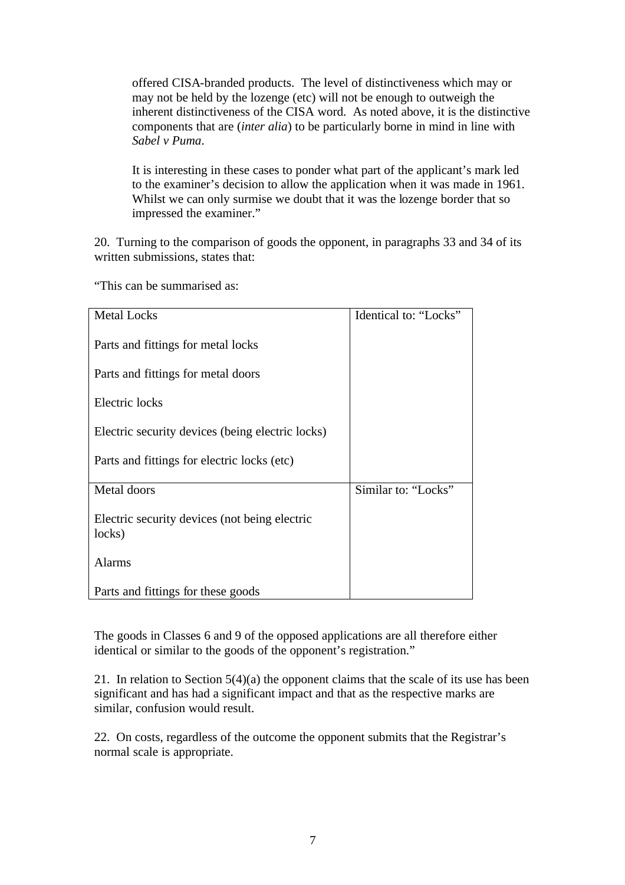> offered CISA-branded products. The level of distinctiveness which may or may not be held by the lozenge (etc) will not be enough to outweigh the inherent distinctiveness of the CISA word. As noted above, it is the distinctive components that are (*inter alia*) to be particularly borne in mind in line with *Sabel v Puma*.
>
> It is interesting in these cases to ponder what part of the applicant's mark led to the examiner's decision to allow the application when it was made in 1961. Whilst we can only surmise we doubt that it was the lozenge border that so impressed the examiner."

20. Turning to the comparison of goods the opponent, in paragraphs 33 and 34 of its written submissions, states that:

"This can be summarised as:

| | |
|---|---|
| Metal Locks<br><br>Parts and fittings for metal locks<br><br>Parts and fittings for metal doors<br><br>Electric locks<br><br>Electric security devices (being electric locks)<br><br>Parts and fittings for electric locks (etc) | Identical to: "Locks" |
| Metal doors<br><br>Electric security devices (not being electric locks)<br><br>Alarms<br><br>Parts and fittings for these goods | Similar to: "Locks" |

The goods in Classes 6 and 9 of the opposed applications are all therefore either identical or similar to the goods of the opponent's registration."

21. In relation to Section 5(4)(a) the opponent claims that the scale of its use has been significant and has had a significant impact and that as the respective marks are similar, confusion would result.

22. On costs, regardless of the outcome the opponent submits that the Registrar's normal scale is appropriate.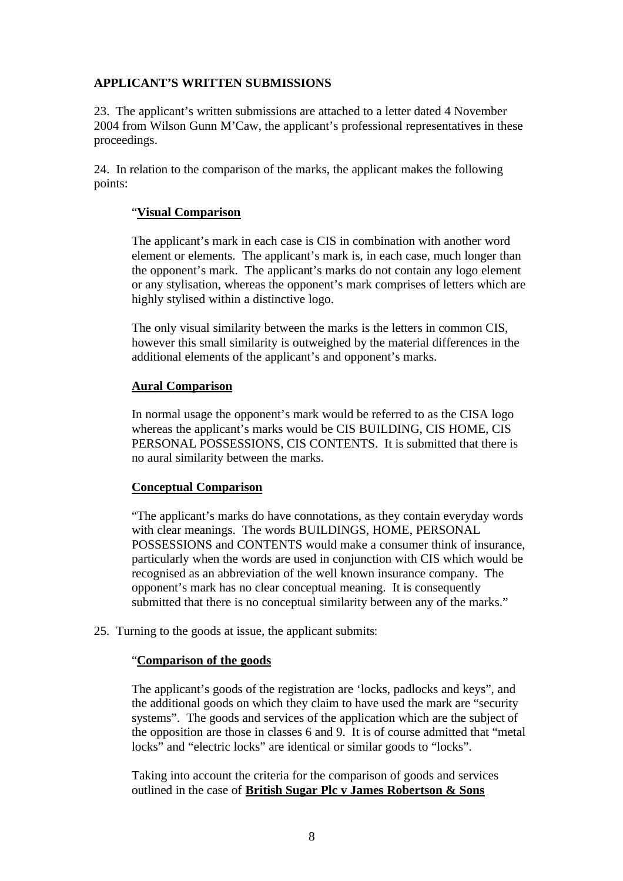**APPLICANT'S WRITTEN SUBMISSIONS**

23. The applicant's written submissions are attached to a letter dated 4 November 2004 from Wilson Gunn M'Caw, the applicant's professional representatives in these proceedings.

24. In relation to the comparison of the marks, the applicant makes the following points:

> "**<u>Visual Comparison</u>**
>
> The applicant's mark in each case is CIS in combination with another word element or elements. The applicant's mark is, in each case, much longer than the opponent's mark. The applicant's marks do not contain any logo element or any stylisation, whereas the opponent's mark comprises of letters which are highly stylised within a distinctive logo.
>
> The only visual similarity between the marks is the letters in common CIS, however this small similarity is outweighed by the material differences in the additional elements of the applicant's and opponent's marks.
>
> **<u>Aural Comparison</u>**
>
> In normal usage the opponent's mark would be referred to as the CISA logo whereas the applicant's marks would be CIS BUILDING, CIS HOME, CIS PERSONAL POSSESSIONS, CIS CONTENTS. It is submitted that there is no aural similarity between the marks.
>
> **<u>Conceptual Comparison</u>**
>
> "The applicant's marks do have connotations, as they contain everyday words with clear meanings. The words BUILDINGS, HOME, PERSONAL POSSESSIONS and CONTENTS would make a consumer think of insurance, particularly when the words are used in conjunction with CIS which would be recognised as an abbreviation of the well known insurance company. The opponent's mark has no clear conceptual meaning. It is consequently submitted that there is no conceptual similarity between any of the marks."

25. Turning to the goods at issue, the applicant submits:

> "**<u>Comparison of the goods</u>**
>
> The applicant's goods of the registration are 'locks, padlocks and keys", and the additional goods on which they claim to have used the mark are "security systems". The goods and services of the application which are the subject of the opposition are those in classes 6 and 9. It is of course admitted that "metal locks" and "electric locks" are identical or similar goods to "locks".
>
> Taking into account the criteria for the comparison of goods and services outlined in the case of **<u>British Sugar Plc v James Robertson & Sons</u>**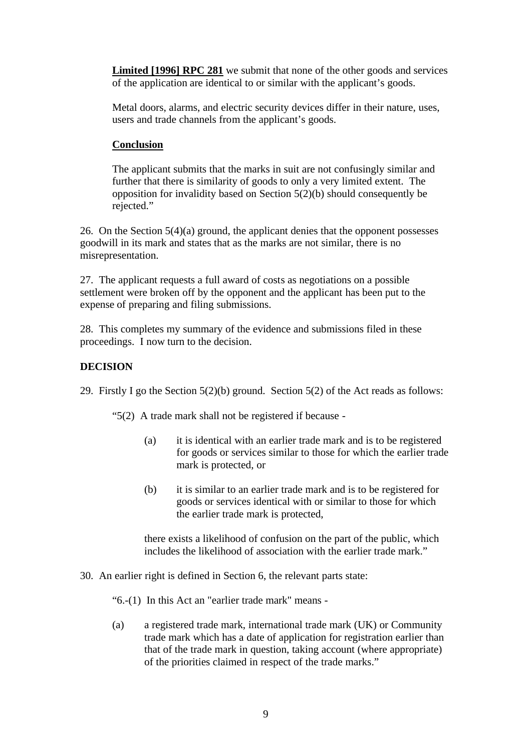**Limited [1996] RPC 281** we submit that none of the other goods and services of the application are identical to or similar with the applicant's goods.

Metal doors, alarms, and electric security devices differ in their nature, uses, users and trade channels from the applicant's goods.

**Conclusion**

The applicant submits that the marks in suit are not confusingly similar and further that there is similarity of goods to only a very limited extent. The opposition for invalidity based on Section 5(2)(b) should consequently be rejected."

26. On the Section 5(4)(a) ground, the applicant denies that the opponent possesses goodwill in its mark and states that as the marks are not similar, there is no misrepresentation.

27. The applicant requests a full award of costs as negotiations on a possible settlement were broken off by the opponent and the applicant has been put to the expense of preparing and filing submissions.

28. This completes my summary of the evidence and submissions filed in these proceedings. I now turn to the decision.

**DECISION**

29. Firstly I go the Section 5(2)(b) ground. Section 5(2) of the Act reads as follows:

"5(2) A trade mark shall not be registered if because -

(a) it is identical with an earlier trade mark and is to be registered for goods or services similar to those for which the earlier trade mark is protected, or

(b) it is similar to an earlier trade mark and is to be registered for goods or services identical with or similar to those for which the earlier trade mark is protected,

there exists a likelihood of confusion on the part of the public, which includes the likelihood of association with the earlier trade mark."

30. An earlier right is defined in Section 6, the relevant parts state:

"6.-(1) In this Act an "earlier trade mark" means -

(a) a registered trade mark, international trade mark (UK) or Community trade mark which has a date of application for registration earlier than that of the trade mark in question, taking account (where appropriate) of the priorities claimed in respect of the trade marks."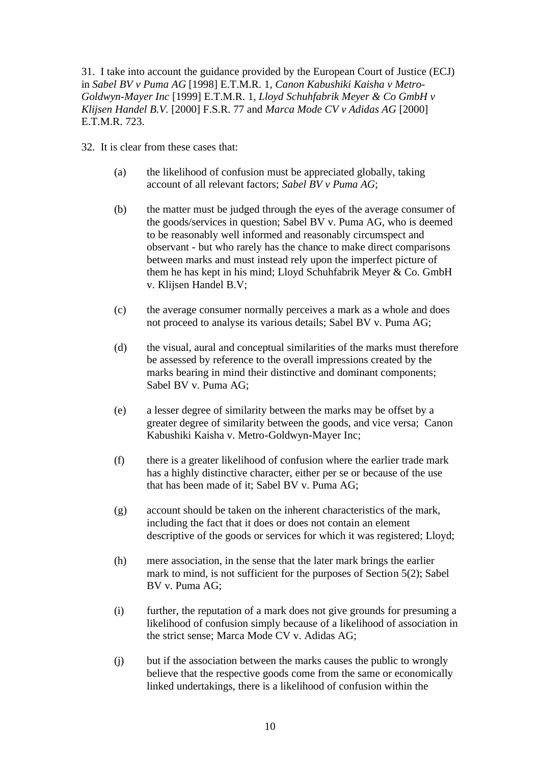31. I take into account the guidance provided by the European Court of Justice (ECJ) in *Sabel BV v Puma AG* [1998] E.T.M.R. 1, *Canon Kabushiki Kaisha v Metro-Goldwyn-Mayer Inc* [1999] E.T.M.R. 1, *Lloyd Schuhfabrik Meyer & Co GmbH v Klijsen Handel B.V.* [2000] F.S.R. 77 and *Marca Mode CV v Adidas AG* [2000] E.T.M.R. 723.

32. It is clear from these cases that:

(a) the likelihood of confusion must be appreciated globally, taking account of all relevant factors; *Sabel BV v Puma AG*;

(b) the matter must be judged through the eyes of the average consumer of the goods/services in question; Sabel BV v. Puma AG, who is deemed to be reasonably well informed and reasonably circumspect and observant - but who rarely has the chance to make direct comparisons between marks and must instead rely upon the imperfect picture of them he has kept in his mind; Lloyd Schuhfabrik Meyer & Co. GmbH v. Klijsen Handel B.V;

(c) the average consumer normally perceives a mark as a whole and does not proceed to analyse its various details; Sabel BV v. Puma AG;

(d) the visual, aural and conceptual similarities of the marks must therefore be assessed by reference to the overall impressions created by the marks bearing in mind their distinctive and dominant components; Sabel BV v. Puma AG;

(e) a lesser degree of similarity between the marks may be offset by a greater degree of similarity between the goods, and vice versa; Canon Kabushiki Kaisha v. Metro-Goldwyn-Mayer Inc;

(f) there is a greater likelihood of confusion where the earlier trade mark has a highly distinctive character, either per se or because of the use that has been made of it; Sabel BV v. Puma AG;

(g) account should be taken on the inherent characteristics of the mark, including the fact that it does or does not contain an element descriptive of the goods or services for which it was registered; Lloyd;

(h) mere association, in the sense that the later mark brings the earlier mark to mind, is not sufficient for the purposes of Section 5(2); Sabel BV v. Puma AG;

(i) further, the reputation of a mark does not give grounds for presuming a likelihood of confusion simply because of a likelihood of association in the strict sense; Marca Mode CV v. Adidas AG;

(j) but if the association between the marks causes the public to wrongly believe that the respective goods come from the same or economically linked undertakings, there is a likelihood of confusion within the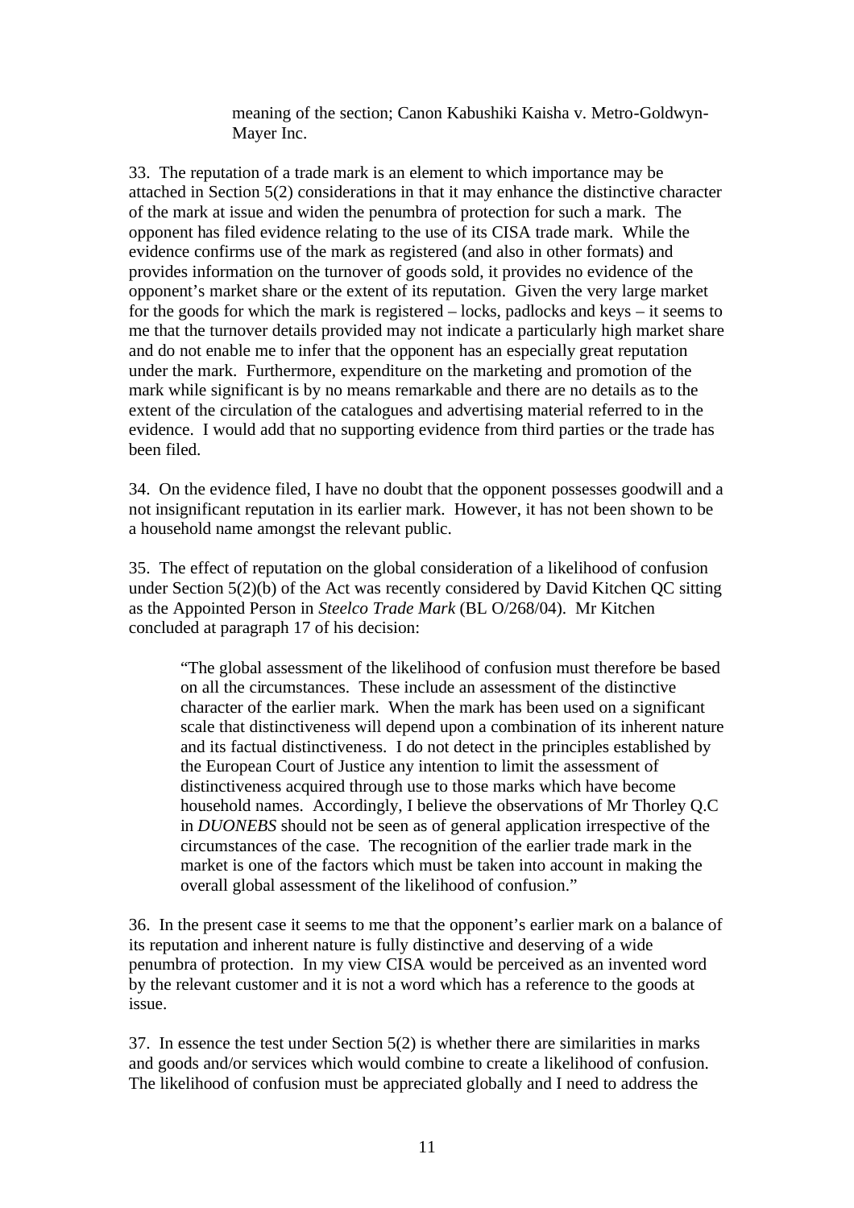meaning of the section; Canon Kabushiki Kaisha v. Metro-Goldwyn-Mayer Inc.

33. The reputation of a trade mark is an element to which importance may be attached in Section 5(2) considerations in that it may enhance the distinctive character of the mark at issue and widen the penumbra of protection for such a mark. The opponent has filed evidence relating to the use of its CISA trade mark. While the evidence confirms use of the mark as registered (and also in other formats) and provides information on the turnover of goods sold, it provides no evidence of the opponent's market share or the extent of its reputation. Given the very large market for the goods for which the mark is registered – locks, padlocks and keys – it seems to me that the turnover details provided may not indicate a particularly high market share and do not enable me to infer that the opponent has an especially great reputation under the mark. Furthermore, expenditure on the marketing and promotion of the mark while significant is by no means remarkable and there are no details as to the extent of the circulation of the catalogues and advertising material referred to in the evidence. I would add that no supporting evidence from third parties or the trade has been filed.

34. On the evidence filed, I have no doubt that the opponent possesses goodwill and a not insignificant reputation in its earlier mark. However, it has not been shown to be a household name amongst the relevant public.

35. The effect of reputation on the global consideration of a likelihood of confusion under Section 5(2)(b) of the Act was recently considered by David Kitchen QC sitting as the Appointed Person in *Steelco Trade Mark* (BL O/268/04). Mr Kitchen concluded at paragraph 17 of his decision:

> "The global assessment of the likelihood of confusion must therefore be based on all the circumstances. These include an assessment of the distinctive character of the earlier mark. When the mark has been used on a significant scale that distinctiveness will depend upon a combination of its inherent nature and its factual distinctiveness. I do not detect in the principles established by the European Court of Justice any intention to limit the assessment of distinctiveness acquired through use to those marks which have become household names. Accordingly, I believe the observations of Mr Thorley Q.C in *DUONEBS* should not be seen as of general application irrespective of the circumstances of the case. The recognition of the earlier trade mark in the market is one of the factors which must be taken into account in making the overall global assessment of the likelihood of confusion."

36. In the present case it seems to me that the opponent's earlier mark on a balance of its reputation and inherent nature is fully distinctive and deserving of a wide penumbra of protection. In my view CISA would be perceived as an invented word by the relevant customer and it is not a word which has a reference to the goods at issue.

37. In essence the test under Section 5(2) is whether there are similarities in marks and goods and/or services which would combine to create a likelihood of confusion. The likelihood of confusion must be appreciated globally and I need to address the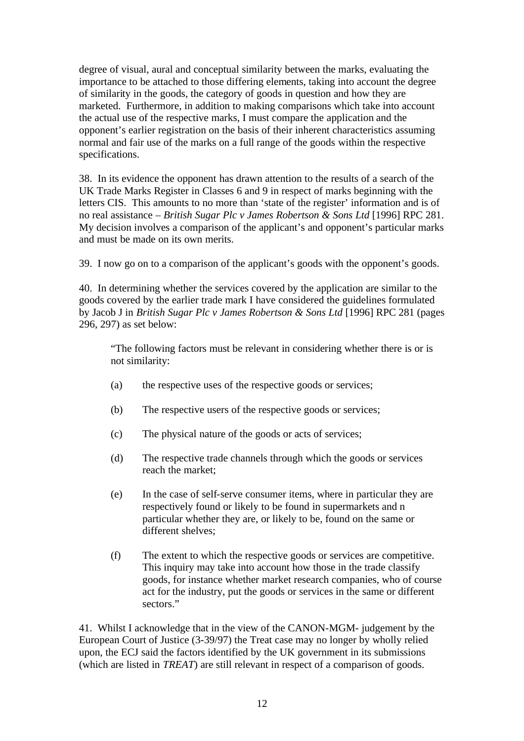degree of visual, aural and conceptual similarity between the marks, evaluating the importance to be attached to those differing elements, taking into account the degree of similarity in the goods, the category of goods in question and how they are marketed. Furthermore, in addition to making comparisons which take into account the actual use of the respective marks, I must compare the application and the opponent's earlier registration on the basis of their inherent characteristics assuming normal and fair use of the marks on a full range of the goods within the respective specifications.

38. In its evidence the opponent has drawn attention to the results of a search of the UK Trade Marks Register in Classes 6 and 9 in respect of marks beginning with the letters CIS. This amounts to no more than 'state of the register' information and is of no real assistance – *British Sugar Plc v James Robertson & Sons Ltd* [1996] RPC 281. My decision involves a comparison of the applicant's and opponent's particular marks and must be made on its own merits.

39. I now go on to a comparison of the applicant's goods with the opponent's goods.

40. In determining whether the services covered by the application are similar to the goods covered by the earlier trade mark I have considered the guidelines formulated by Jacob J in *British Sugar Plc v James Robertson & Sons Ltd* [1996] RPC 281 (pages 296, 297) as set below:

> "The following factors must be relevant in considering whether there is or is not similarity:
>
> (a) the respective uses of the respective goods or services;
>
> (b) The respective users of the respective goods or services;
>
> (c) The physical nature of the goods or acts of services;
>
> (d) The respective trade channels through which the goods or services reach the market;
>
> (e) In the case of self-serve consumer items, where in particular they are respectively found or likely to be found in supermarkets and n particular whether they are, or likely to be, found on the same or different shelves;
>
> (f) The extent to which the respective goods or services are competitive. This inquiry may take into account how those in the trade classify goods, for instance whether market research companies, who of course act for the industry, put the goods or services in the same or different sectors."

41. Whilst I acknowledge that in the view of the CANON-MGM- judgement by the European Court of Justice (3-39/97) the Treat case may no longer by wholly relied upon, the ECJ said the factors identified by the UK government in its submissions (which are listed in *TREAT*) are still relevant in respect of a comparison of goods.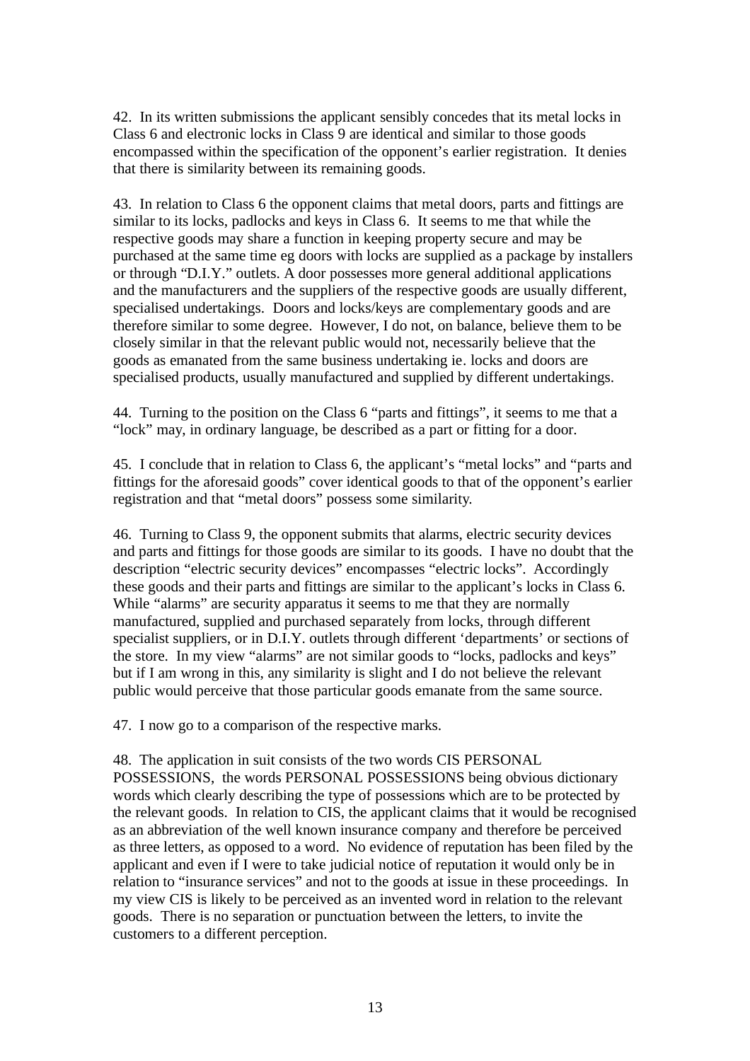42. In its written submissions the applicant sensibly concedes that its metal locks in Class 6 and electronic locks in Class 9 are identical and similar to those goods encompassed within the specification of the opponent's earlier registration. It denies that there is similarity between its remaining goods.

43. In relation to Class 6 the opponent claims that metal doors, parts and fittings are similar to its locks, padlocks and keys in Class 6. It seems to me that while the respective goods may share a function in keeping property secure and may be purchased at the same time eg doors with locks are supplied as a package by installers or through "D.I.Y." outlets. A door possesses more general additional applications and the manufacturers and the suppliers of the respective goods are usually different, specialised undertakings. Doors and locks/keys are complementary goods and are therefore similar to some degree. However, I do not, on balance, believe them to be closely similar in that the relevant public would not, necessarily believe that the goods as emanated from the same business undertaking ie. locks and doors are specialised products, usually manufactured and supplied by different undertakings.

44. Turning to the position on the Class 6 "parts and fittings", it seems to me that a "lock" may, in ordinary language, be described as a part or fitting for a door.

45. I conclude that in relation to Class 6, the applicant's "metal locks" and "parts and fittings for the aforesaid goods" cover identical goods to that of the opponent's earlier registration and that "metal doors" possess some similarity.

46. Turning to Class 9, the opponent submits that alarms, electric security devices and parts and fittings for those goods are similar to its goods. I have no doubt that the description "electric security devices" encompasses "electric locks". Accordingly these goods and their parts and fittings are similar to the applicant's locks in Class 6. While "alarms" are security apparatus it seems to me that they are normally manufactured, supplied and purchased separately from locks, through different specialist suppliers, or in D.I.Y. outlets through different 'departments' or sections of the store. In my view "alarms" are not similar goods to "locks, padlocks and keys" but if I am wrong in this, any similarity is slight and I do not believe the relevant public would perceive that those particular goods emanate from the same source.

47. I now go to a comparison of the respective marks.

48. The application in suit consists of the two words CIS PERSONAL POSSESSIONS, the words PERSONAL POSSESSIONS being obvious dictionary words which clearly describing the type of possessions which are to be protected by the relevant goods. In relation to CIS, the applicant claims that it would be recognised as an abbreviation of the well known insurance company and therefore be perceived as three letters, as opposed to a word. No evidence of reputation has been filed by the applicant and even if I were to take judicial notice of reputation it would only be in relation to "insurance services" and not to the goods at issue in these proceedings. In my view CIS is likely to be perceived as an invented word in relation to the relevant goods. There is no separation or punctuation between the letters, to invite the customers to a different perception.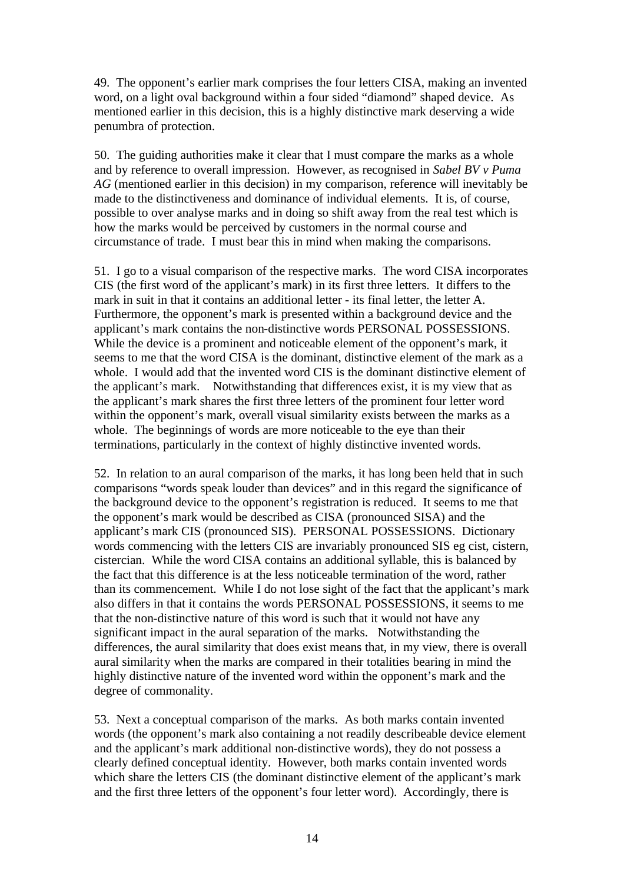49. The opponent's earlier mark comprises the four letters CISA, making an invented word, on a light oval background within a four sided "diamond" shaped device. As mentioned earlier in this decision, this is a highly distinctive mark deserving a wide penumbra of protection.

50. The guiding authorities make it clear that I must compare the marks as a whole and by reference to overall impression. However, as recognised in *Sabel BV v Puma AG* (mentioned earlier in this decision) in my comparison, reference will inevitably be made to the distinctiveness and dominance of individual elements. It is, of course, possible to over analyse marks and in doing so shift away from the real test which is how the marks would be perceived by customers in the normal course and circumstance of trade. I must bear this in mind when making the comparisons.

51. I go to a visual comparison of the respective marks. The word CISA incorporates CIS (the first word of the applicant's mark) in its first three letters. It differs to the mark in suit in that it contains an additional letter - its final letter, the letter A. Furthermore, the opponent's mark is presented within a background device and the applicant's mark contains the non-distinctive words PERSONAL POSSESSIONS. While the device is a prominent and noticeable element of the opponent's mark, it seems to me that the word CISA is the dominant, distinctive element of the mark as a whole. I would add that the invented word CIS is the dominant distinctive element of the applicant's mark. Notwithstanding that differences exist, it is my view that as the applicant's mark shares the first three letters of the prominent four letter word within the opponent's mark, overall visual similarity exists between the marks as a whole. The beginnings of words are more noticeable to the eye than their terminations, particularly in the context of highly distinctive invented words.

52. In relation to an aural comparison of the marks, it has long been held that in such comparisons "words speak louder than devices" and in this regard the significance of the background device to the opponent's registration is reduced. It seems to me that the opponent's mark would be described as CISA (pronounced SISA) and the applicant's mark CIS (pronounced SIS). PERSONAL POSSESSIONS. Dictionary words commencing with the letters CIS are invariably pronounced SIS eg cist, cistern, cistercian. While the word CISA contains an additional syllable, this is balanced by the fact that this difference is at the less noticeable termination of the word, rather than its commencement. While I do not lose sight of the fact that the applicant's mark also differs in that it contains the words PERSONAL POSSESSIONS, it seems to me that the non-distinctive nature of this word is such that it would not have any significant impact in the aural separation of the marks. Notwithstanding the differences, the aural similarity that does exist means that, in my view, there is overall aural similarity when the marks are compared in their totalities bearing in mind the highly distinctive nature of the invented word within the opponent's mark and the degree of commonality.

53. Next a conceptual comparison of the marks. As both marks contain invented words (the opponent's mark also containing a not readily describeable device element and the applicant's mark additional non-distinctive words), they do not possess a clearly defined conceptual identity. However, both marks contain invented words which share the letters CIS (the dominant distinctive element of the applicant's mark and the first three letters of the opponent's four letter word). Accordingly, there is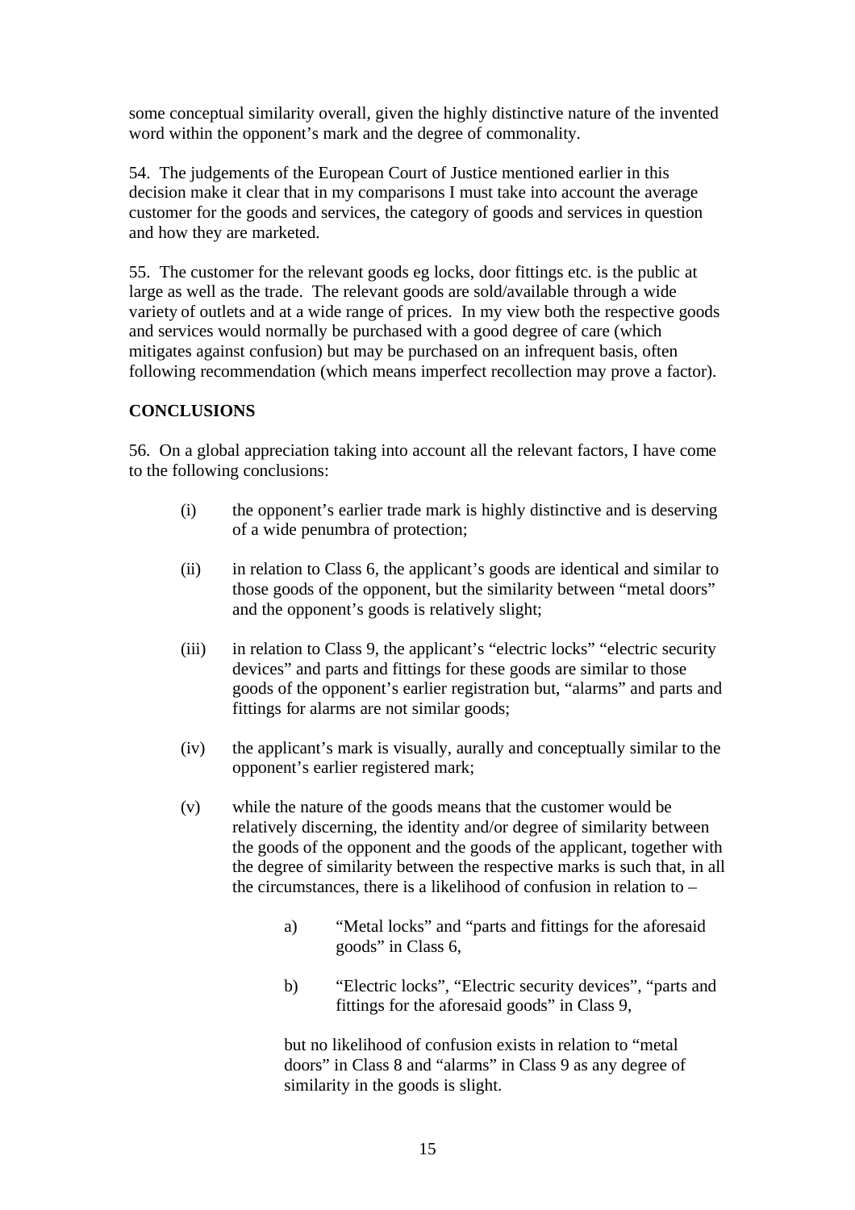some conceptual similarity overall, given the highly distinctive nature of the invented word within the opponent's mark and the degree of commonality.

54. The judgements of the European Court of Justice mentioned earlier in this decision make it clear that in my comparisons I must take into account the average customer for the goods and services, the category of goods and services in question and how they are marketed.

55. The customer for the relevant goods eg locks, door fittings etc. is the public at large as well as the trade. The relevant goods are sold/available through a wide variety of outlets and at a wide range of prices. In my view both the respective goods and services would normally be purchased with a good degree of care (which mitigates against confusion) but may be purchased on an infrequent basis, often following recommendation (which means imperfect recollection may prove a factor).

**CONCLUSIONS**

56. On a global appreciation taking into account all the relevant factors, I have come to the following conclusions:

(i) the opponent's earlier trade mark is highly distinctive and is deserving of a wide penumbra of protection;

(ii) in relation to Class 6, the applicant's goods are identical and similar to those goods of the opponent, but the similarity between "metal doors" and the opponent's goods is relatively slight;

(iii) in relation to Class 9, the applicant's "electric locks" "electric security devices" and parts and fittings for these goods are similar to those goods of the opponent's earlier registration but, "alarms" and parts and fittings for alarms are not similar goods;

(iv) the applicant's mark is visually, aurally and conceptually similar to the opponent's earlier registered mark;

(v) while the nature of the goods means that the customer would be relatively discerning, the identity and/or degree of similarity between the goods of the opponent and the goods of the applicant, together with the degree of similarity between the respective marks is such that, in all the circumstances, there is a likelihood of confusion in relation to –

  a) "Metal locks" and "parts and fittings for the aforesaid goods" in Class 6,

  b) "Electric locks", "Electric security devices", "parts and fittings for the aforesaid goods" in Class 9,

  but no likelihood of confusion exists in relation to "metal doors" in Class 8 and "alarms" in Class 9 as any degree of similarity in the goods is slight.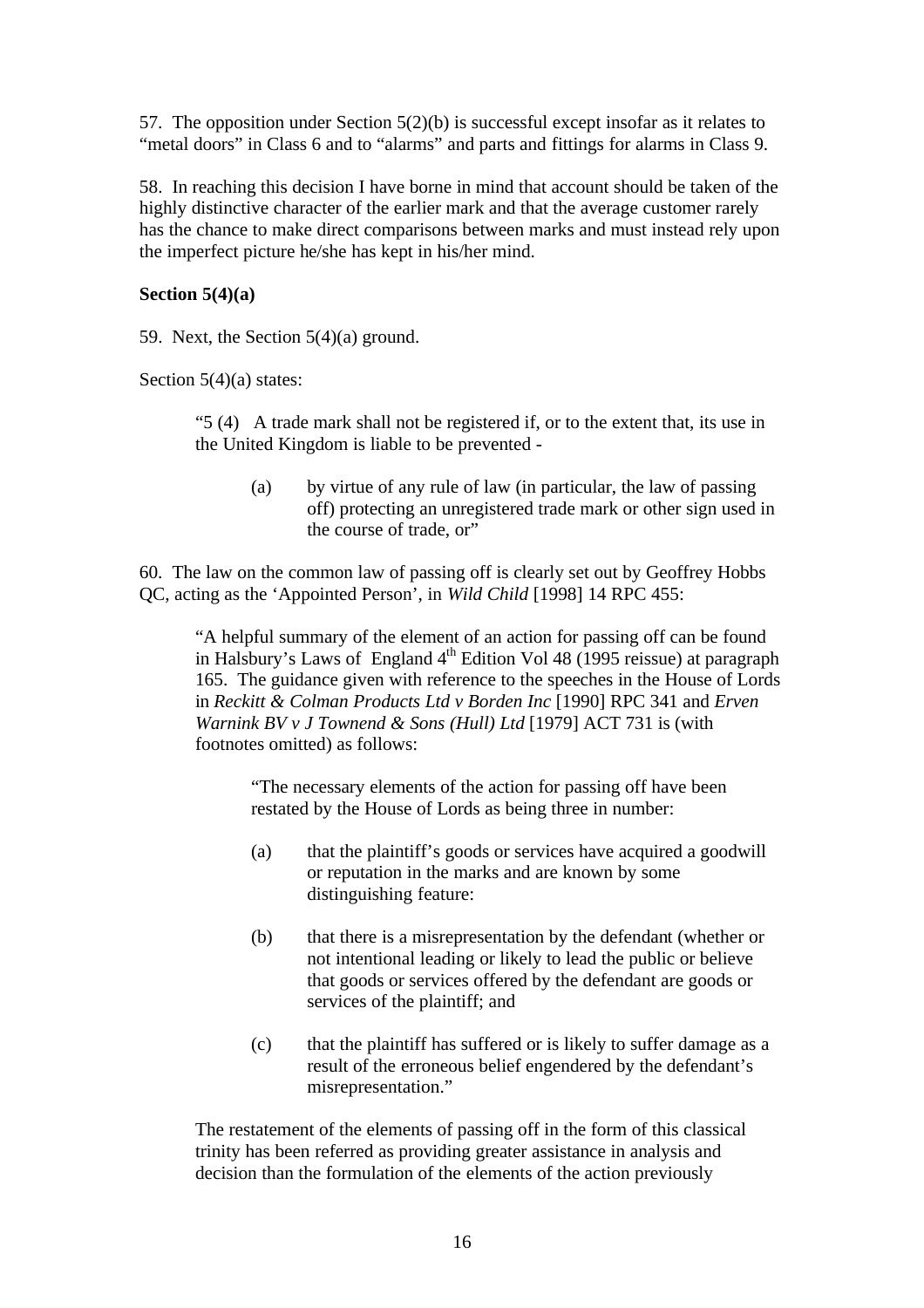57. The opposition under Section 5(2)(b) is successful except insofar as it relates to "metal doors" in Class 6 and to "alarms" and parts and fittings for alarms in Class 9.

58. In reaching this decision I have borne in mind that account should be taken of the highly distinctive character of the earlier mark and that the average customer rarely has the chance to make direct comparisons between marks and must instead rely upon the imperfect picture he/she has kept in his/her mind.

**Section 5(4)(a)**

59. Next, the Section 5(4)(a) ground.

Section 5(4)(a) states:

> "5 (4) A trade mark shall not be registered if, or to the extent that, its use in the United Kingdom is liable to be prevented -
>
> (a) by virtue of any rule of law (in particular, the law of passing off) protecting an unregistered trade mark or other sign used in the course of trade, or"

60. The law on the common law of passing off is clearly set out by Geoffrey Hobbs QC, acting as the 'Appointed Person', in *Wild Child* [1998] 14 RPC 455:

> "A helpful summary of the element of an action for passing off can be found in Halsbury's Laws of England 4th Edition Vol 48 (1995 reissue) at paragraph 165. The guidance given with reference to the speeches in the House of Lords in *Reckitt & Colman Products Ltd v Borden Inc* [1990] RPC 341 and *Erven Warnink BV v J Townend & Sons (Hull) Ltd* [1979] ACT 731 is (with footnotes omitted) as follows:
>
> > "The necessary elements of the action for passing off have been restated by the House of Lords as being three in number:
> >
> > (a) that the plaintiff's goods or services have acquired a goodwill or reputation in the marks and are known by some distinguishing feature:
> >
> > (b) that there is a misrepresentation by the defendant (whether or not intentional leading or likely to lead the public or believe that goods or services offered by the defendant are goods or services of the plaintiff; and
> >
> > (c) that the plaintiff has suffered or is likely to suffer damage as a result of the erroneous belief engendered by the defendant's misrepresentation."
>
> The restatement of the elements of passing off in the form of this classical trinity has been referred as providing greater assistance in analysis and decision than the formulation of the elements of the action previously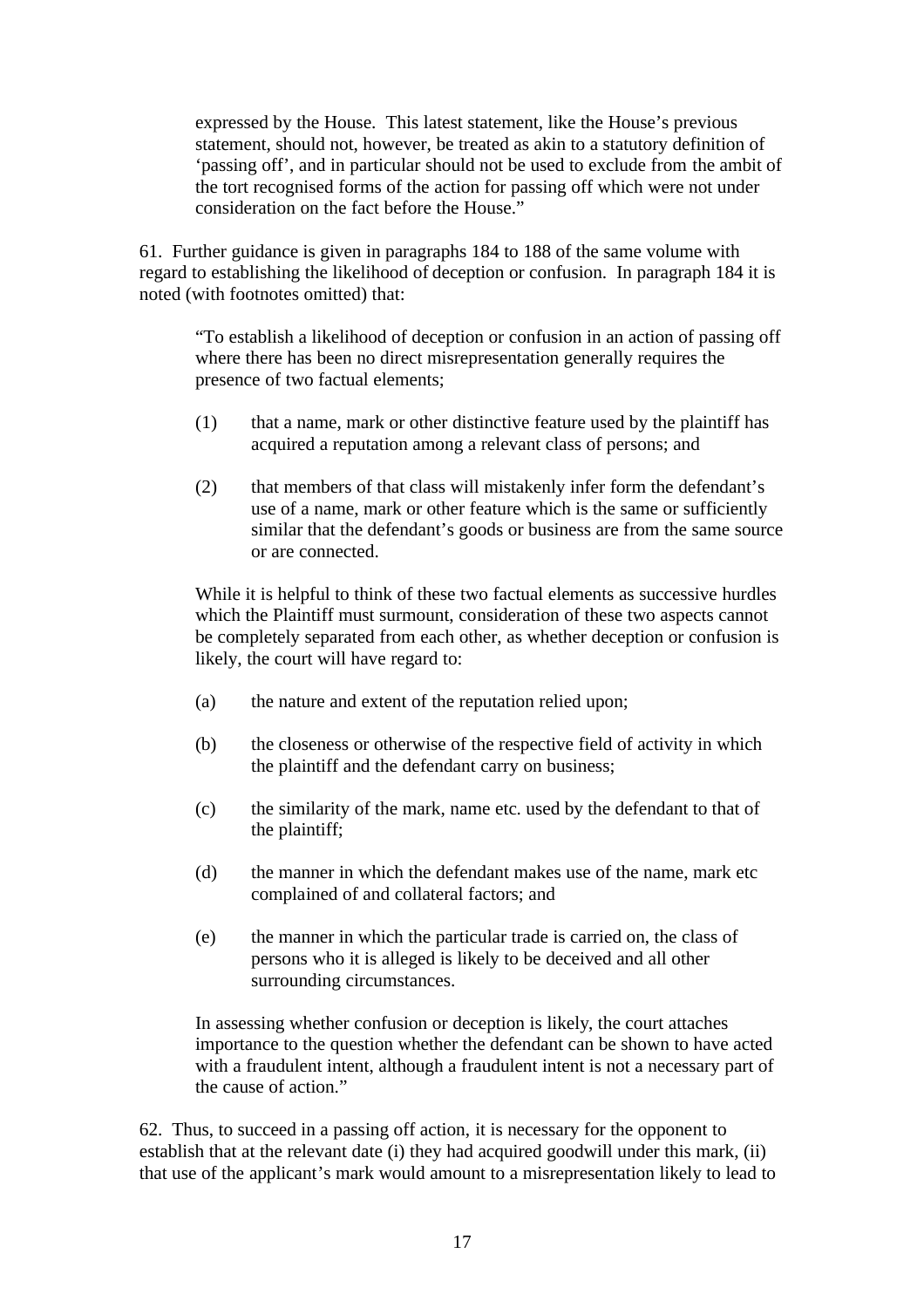> expressed by the House. This latest statement, like the House's previous statement, should not, however, be treated as akin to a statutory definition of 'passing off', and in particular should not be used to exclude from the ambit of the tort recognised forms of the action for passing off which were not under consideration on the fact before the House."

61. Further guidance is given in paragraphs 184 to 188 of the same volume with regard to establishing the likelihood of deception or confusion. In paragraph 184 it is noted (with footnotes omitted) that:

> "To establish a likelihood of deception or confusion in an action of passing off where there has been no direct misrepresentation generally requires the presence of two factual elements;
>
> (1) that a name, mark or other distinctive feature used by the plaintiff has acquired a reputation among a relevant class of persons; and
>
> (2) that members of that class will mistakenly infer form the defendant's use of a name, mark or other feature which is the same or sufficiently similar that the defendant's goods or business are from the same source or are connected.
>
> While it is helpful to think of these two factual elements as successive hurdles which the Plaintiff must surmount, consideration of these two aspects cannot be completely separated from each other, as whether deception or confusion is likely, the court will have regard to:
>
> (a) the nature and extent of the reputation relied upon;
>
> (b) the closeness or otherwise of the respective field of activity in which the plaintiff and the defendant carry on business;
>
> (c) the similarity of the mark, name etc. used by the defendant to that of the plaintiff;
>
> (d) the manner in which the defendant makes use of the name, mark etc complained of and collateral factors; and
>
> (e) the manner in which the particular trade is carried on, the class of persons who it is alleged is likely to be deceived and all other surrounding circumstances.
>
> In assessing whether confusion or deception is likely, the court attaches importance to the question whether the defendant can be shown to have acted with a fraudulent intent, although a fraudulent intent is not a necessary part of the cause of action."

62. Thus, to succeed in a passing off action, it is necessary for the opponent to establish that at the relevant date (i) they had acquired goodwill under this mark, (ii) that use of the applicant's mark would amount to a misrepresentation likely to lead to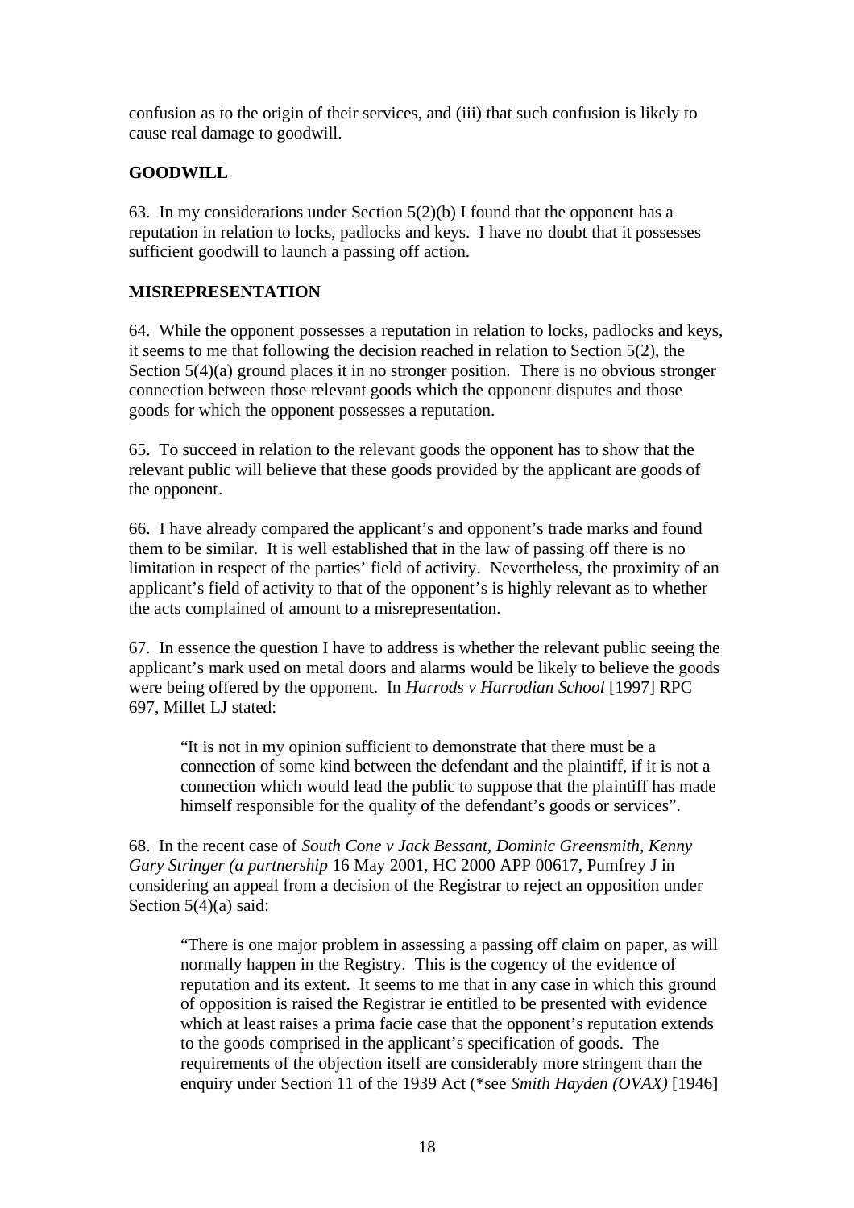confusion as to the origin of their services, and (iii) that such confusion is likely to cause real damage to goodwill.

**GOODWILL**

63. In my considerations under Section 5(2)(b) I found that the opponent has a reputation in relation to locks, padlocks and keys. I have no doubt that it possesses sufficient goodwill to launch a passing off action.

**MISREPRESENTATION**

64. While the opponent possesses a reputation in relation to locks, padlocks and keys, it seems to me that following the decision reached in relation to Section 5(2), the Section 5(4)(a) ground places it in no stronger position. There is no obvious stronger connection between those relevant goods which the opponent disputes and those goods for which the opponent possesses a reputation.

65. To succeed in relation to the relevant goods the opponent has to show that the relevant public will believe that these goods provided by the applicant are goods of the opponent.

66. I have already compared the applicant's and opponent's trade marks and found them to be similar. It is well established that in the law of passing off there is no limitation in respect of the parties' field of activity. Nevertheless, the proximity of an applicant's field of activity to that of the opponent's is highly relevant as to whether the acts complained of amount to a misrepresentation.

67. In essence the question I have to address is whether the relevant public seeing the applicant's mark used on metal doors and alarms would be likely to believe the goods were being offered by the opponent. In *Harrods v Harrodian School* [1997] RPC 697, Millet LJ stated:

> "It is not in my opinion sufficient to demonstrate that there must be a connection of some kind between the defendant and the plaintiff, if it is not a connection which would lead the public to suppose that the plaintiff has made himself responsible for the quality of the defendant's goods or services".

68. In the recent case of *South Cone v Jack Bessant, Dominic Greensmith, Kenny Gary Stringer (a partnership* 16 May 2001, HC 2000 APP 00617, Pumfrey J in considering an appeal from a decision of the Registrar to reject an opposition under Section 5(4)(a) said:

> "There is one major problem in assessing a passing off claim on paper, as will normally happen in the Registry. This is the cogency of the evidence of reputation and its extent. It seems to me that in any case in which this ground of opposition is raised the Registrar ie entitled to be presented with evidence which at least raises a prima facie case that the opponent's reputation extends to the goods comprised in the applicant's specification of goods. The requirements of the objection itself are considerably more stringent than the enquiry under Section 11 of the 1939 Act (*see *Smith Hayden (OVAX)* [1946]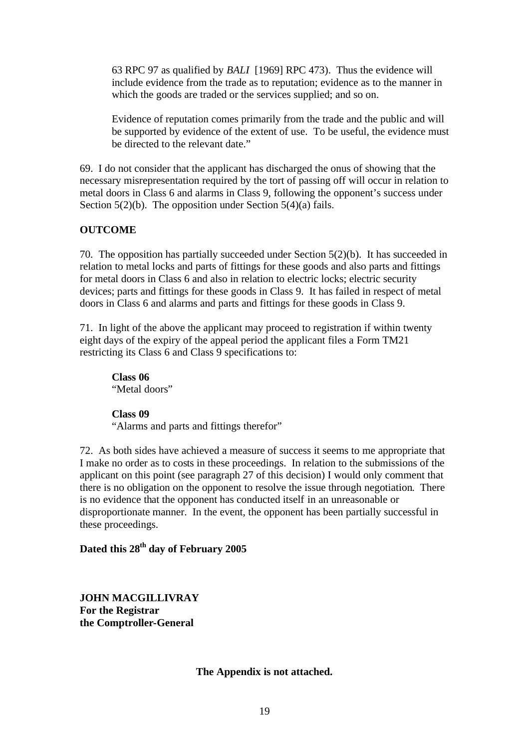63 RPC 97 as qualified by *BALI* [1969] RPC 473). Thus the evidence will include evidence from the trade as to reputation; evidence as to the manner in which the goods are traded or the services supplied; and so on.

Evidence of reputation comes primarily from the trade and the public and will be supported by evidence of the extent of use. To be useful, the evidence must be directed to the relevant date."

69. I do not consider that the applicant has discharged the onus of showing that the necessary misrepresentation required by the tort of passing off will occur in relation to metal doors in Class 6 and alarms in Class 9, following the opponent's success under Section 5(2)(b). The opposition under Section 5(4)(a) fails.

## OUTCOME

70. The opposition has partially succeeded under Section 5(2)(b). It has succeeded in relation to metal locks and parts of fittings for these goods and also parts and fittings for metal doors in Class 6 and also in relation to electric locks; electric security devices; parts and fittings for these goods in Class 9. It has failed in respect of metal doors in Class 6 and alarms and parts and fittings for these goods in Class 9.

71. In light of the above the applicant may proceed to registration if within twenty eight days of the expiry of the appeal period the applicant files a Form TM21 restricting its Class 6 and Class 9 specifications to:

**Class 06**
"Metal doors"

**Class 09**
"Alarms and parts and fittings therefor"

72. As both sides have achieved a measure of success it seems to me appropriate that I make no order as to costs in these proceedings. In relation to the submissions of the applicant on this point (see paragraph 27 of this decision) I would only comment that there is no obligation on the opponent to resolve the issue through negotiation. There is no evidence that the opponent has conducted itself in an unreasonable or disproportionate manner. In the event, the opponent has been partially successful in these proceedings.

**Dated this 28th day of February 2005**

**JOHN MACGILLIVRAY**
**For the Registrar**
**the Comptroller-General**

**The Appendix is not attached.**